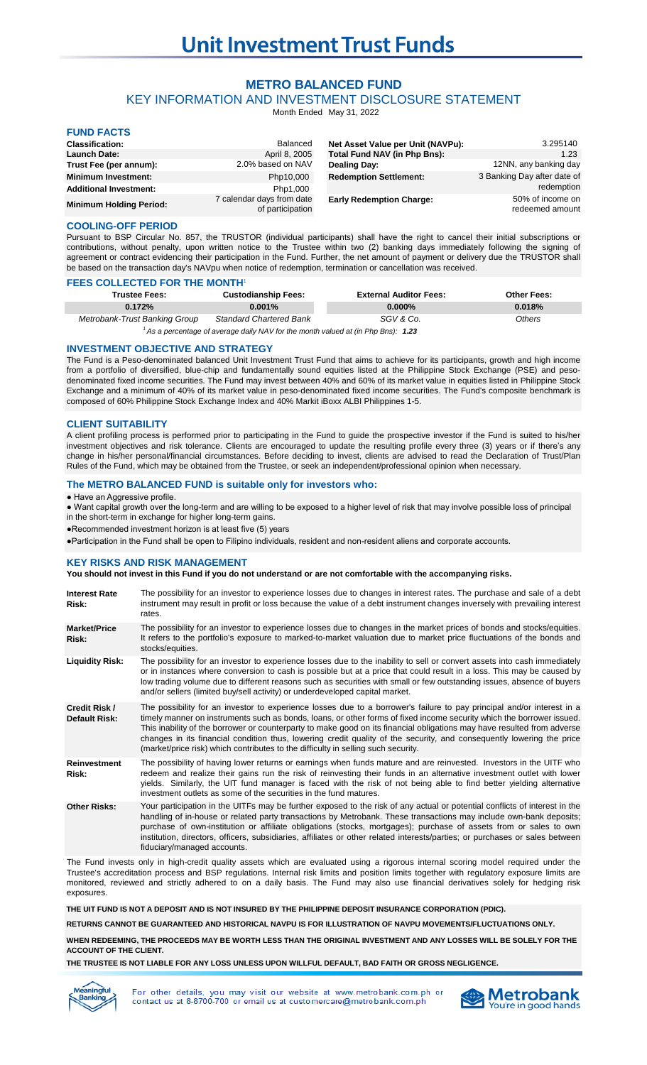# Unit Investment Trust Funds

## METRO BALANCED FUND

### KEY INFORMATION AND INVESTMENT DISCLOSURE STATEMENT

Month Ended May 31, 2022

### FUND FACTS

| | | | |
|---|---|---|---|
| **Classification:** | Balanced | **Net Asset Value per Unit (NAVPu):** | 3.295140 |
| **Launch Date:** | April 8, 2005 | **Total Fund NAV (in Php Bns):** | 1.23 |
| **Trust Fee (per annum):** | 2.0% based on NAV | **Dealing Day:** | 12NN, any banking day |
| **Minimum Investment:** | Php10,000 | **Redemption Settlement:** | 3 Banking Day after date of redemption |
| **Additional Investment:** | Php1,000 | | |
| **Minimum Holding Period:** | 7 calendar days from date of participation | **Early Redemption Charge:** | 50% of income on redeemed amount |

### COOLING-OFF PERIOD

Pursuant to BSP Circular No. 857, the TRUSTOR (individual participants) shall have the right to cancel their initial subscriptions or contributions, without penalty, upon written notice to the Trustee within two (2) banking days immediately following the signing of agreement or contract evidencing their participation in the Fund. Further, the net amount of payment or delivery due the TRUSTOR shall be based on the transaction day's NAVpu when notice of redemption, termination or cancellation was received.

### FEES COLLECTED FOR THE MONTH[1]

| Trustee Fees: | Custodianship Fees: | External Auditor Fees: | Other Fees: |
|---|---|---|---|
| 0.172% | 0.001% | 0.000% | 0.018% |
| *Metrobank-Trust Banking Group* | *Standard Chartered Bank* | *SGV & Co.* | *Others* |

*[1] As a percentage of average daily NAV for the month valued at (in Php Bns): **1.23***

### INVESTMENT OBJECTIVE AND STRATEGY

The Fund is a Peso-denominated balanced Unit Investment Trust Fund that aims to achieve for its participants, growth and high income from a portfolio of diversified, blue-chip and fundamentally sound equities listed at the Philippine Stock Exchange (PSE) and peso-denominated fixed income securities. The Fund may invest between 40% and 60% of its market value in equities listed in Philippine Stock Exchange and a minimum of 40% of its market value in peso-denominated fixed income securities. The Fund's composite benchmark is composed of 60% Philippine Stock Exchange Index and 40% Markit iBoxx ALBI Philippines 1-5.

### CLIENT SUITABILITY

A client profiling process is performed prior to participating in the Fund to guide the prospective investor if the Fund is suited to his/her investment objectives and risk tolerance. Clients are encouraged to update the resulting profile every three (3) years or if there's any change in his/her personal/financial circumstances. Before deciding to invest, clients are advised to read the Declaration of Trust/Plan Rules of the Fund, which may be obtained from the Trustee, or seek an independent/professional opinion when necessary.

### The METRO BALANCED FUND is suitable only for investors who:

- Have an Aggressive profile.
- Want capital growth over the long-term and are willing to be exposed to a higher level of risk that may involve possible loss of principal in the short-term in exchange for higher long-term gains.
- Recommended investment horizon is at least five (5) years
- Participation in the Fund shall be open to Filipino individuals, resident and non-resident aliens and corporate accounts.

### KEY RISKS AND RISK MANAGEMENT

**You should not invest in this Fund if you do not understand or are not comfortable with the accompanying risks.**

| | |
|---|---|
| **Interest Rate Risk:** | The possibility for an investor to experience losses due to changes in interest rates. The purchase and sale of a debt instrument may result in profit or loss because the value of a debt instrument changes inversely with prevailing interest rates. |
| **Market/Price Risk:** | The possibility for an investor to experience losses due to changes in the market prices of bonds and stocks/equities. It refers to the portfolio's exposure to marked-to-market valuation due to market price fluctuations of the bonds and stocks/equities. |
| **Liquidity Risk:** | The possibility for an investor to experience losses due to the inability to sell or convert assets into cash immediately or in instances where conversion to cash is possible but at a price that could result in a loss. This may be caused by low trading volume due to different reasons such as securities with small or few outstanding issues, absence of buyers and/or sellers (limited buy/sell activity) or underdeveloped capital market. |
| **Credit Risk / Default Risk:** | The possibility for an investor to experience losses due to a borrower's failure to pay principal and/or interest in a timely manner on instruments such as bonds, loans, or other forms of fixed income security which the borrower issued. This inability of the borrower or counterparty to make good on its financial obligations may have resulted from adverse changes in its financial condition thus, lowering credit quality of the security, and consequently lowering the price (market/price risk) which contributes to the difficulty in selling such security. |
| **Reinvestment Risk:** | The possibility of having lower returns or earnings when funds mature and are reinvested. Investors in the UITF who redeem and realize their gains run the risk of reinvesting their funds in an alternative investment outlet with lower yields. Similarly, the UIT fund manager is faced with the risk of not being able to find better yielding alternative investment outlets as some of the securities in the fund matures. |
| **Other Risks:** | Your participation in the UITFs may be further exposed to the risk of any actual or potential conflicts of interest in the handling of in-house or related party transactions by Metrobank. These transactions may include own-bank deposits; purchase of own-institution or affiliate obligations (stocks, mortgages); purchase of assets from or sales to own institution, directors, officers, subsidiaries, affiliates or other related interests/parties; or purchases or sales between fiduciary/managed accounts. |

The Fund invests only in high-credit quality assets which are evaluated using a rigorous internal scoring model required under the Trustee's accreditation process and BSP regulations. Internal risk limits and position limits together with regulatory exposure limits are monitored, reviewed and strictly adhered to on a daily basis. The Fund may also use financial derivatives solely for hedging risk exposures.

**THE UIT FUND IS NOT A DEPOSIT AND IS NOT INSURED BY THE PHILIPPINE DEPOSIT INSURANCE CORPORATION (PDIC).**

**RETURNS CANNOT BE GUARANTEED AND HISTORICAL NAVPU IS FOR ILLUSTRATION OF NAVPU MOVEMENTS/FLUCTUATIONS ONLY.**

**WHEN REDEEMING, THE PROCEEDS MAY BE WORTH LESS THAN THE ORIGINAL INVESTMENT AND ANY LOSSES WILL BE SOLELY FOR THE ACCOUNT OF THE CLIENT.**

**THE TRUSTEE IS NOT LIABLE FOR ANY LOSS UNLESS UPON WILLFUL DEFAULT, BAD FAITH OR GROSS NEGLIGENCE.**

For other details, you may visit our website at www.metrobank.com.ph or contact us at 8-8700-700 or email us at customercare@metrobank.com.ph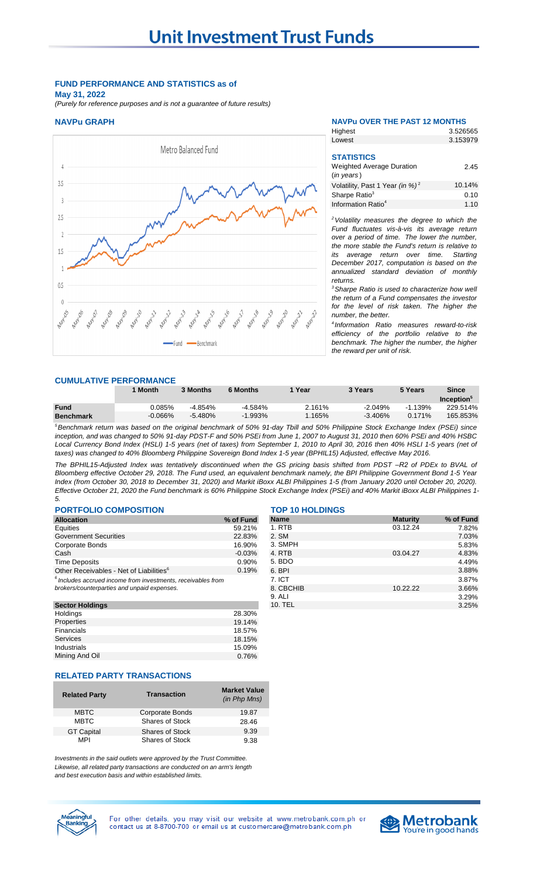# Unit Investment Trust Funds

## FUND PERFORMANCE AND STATISTICS as of May 31, 2022

*(Purely for reference purposes and is not a guarantee of future results)*

### NAVPu GRAPH

Metro Balanced Fund

Fund — Benchmark

### NAVPu OVER THE PAST 12 MONTHS

| | |
|---|---|
| Highest | 3.526565 |
| Lowest | 3.153979 |

### STATISTICS

| | |
|---|---|
| Weighted Average Duration (*in years*) | 2.45 |
| Volatility, Past 1 Year (*in %*)[2] | 10.14% |
| Sharpe Ratio[3] | 0.10 |
| Information Ratio[4] | 1.10 |

*[2]Volatility measures the degree to which the Fund fluctuates vis-à-vis its average return over a period of time. The lower the number, the more stable the Fund's return is relative to its average return over time. Starting December 2017, computation is based on the annualized standard deviation of monthly returns.*

*[3]Sharpe Ratio is used to characterize how well the return of a Fund compensates the investor for the level of risk taken. The higher the number, the better.*

*[4]Information Ratio measures reward-to-risk efficiency of the portfolio relative to the benchmark. The higher the number, the higher the reward per unit of risk.*

### CUMULATIVE PERFORMANCE

| | 1 Month | 3 Months | 6 Months | 1 Year | 3 Years | 5 Years | Since Inception[5] |
|---|---|---|---|---|---|---|---|
| **Fund** | 0.085% | -4.854% | -4.584% | 2.161% | -2.049% | -1.139% | 229.514% |
| **Benchmark** | -0.066% | -5.480% | -1.993% | 1.165% | -3.406% | 0.171% | 165.853% |

*[5]Benchmark return was based on the original benchmark of 50% 91-day Tbill and 50% Philippine Stock Exchange Index (PSEi) since inception, and was changed to 50% 91-day PDST-F and 50% PSEi from June 1, 2007 to August 31, 2010 then 60% PSEi and 40% HSBC Local Currency Bond Index (HSLI) 1-5 years (net of taxes) from September 1, 2010 to April 30, 2016 then 40% HSLI 1-5 years (net of taxes) was changed to 40% Bloomberg Philippine Sovereign Bond Index 1-5 year (BPHIL15) Adjusted, effective May 2016.*

*The BPHIL15-Adjusted Index was tentatively discontinued when the GS pricing basis shifted from PDST –R2 of PDEx to BVAL of Bloomberg effective October 29, 2018. The Fund used, an equivalent benchmark namely, the BPI Philippine Government Bond 1-5 Year Index (from October 30, 2018 to December 31, 2020) and Markit iBoxx ALBI Philippines 1-5 (from January 2020 until October 20, 2020). Effective October 21, 2020 the Fund benchmark is 60% Philippine Stock Exchange Index (PSEi) and 40% Markit iBoxx ALBI Philippines 1-5.*

### PORTFOLIO COMPOSITION

| Allocation | % of Fund |
|---|---|
| Equities | 59.21% |
| Government Securities | 22.83% |
| Corporate Bonds | 16.90% |
| Cash | -0.03% |
| Time Deposits | 0.90% |
| Other Receivables - Net of Liabilities[6] | 0.19% |

*[6]Includes accrued income from investments, receivables from brokers/counterparties and unpaid expenses.*

| Sector Holdings | |
|---|---|
| Holdings | 28.30% |
| Properties | 19.14% |
| Financials | 18.57% |
| Services | 18.15% |
| Industrials | 15.09% |
| Mining And Oil | 0.76% |

### TOP 10 HOLDINGS

| Name | Maturity | % of Fund |
|---|---|---|
| 1. RTB | 03.12.24 | 7.82% |
| 2. SM | | 7.03% |
| 3. SMPH | | 5.83% |
| 4. RTB | 03.04.27 | 4.83% |
| 5. BDO | | 4.49% |
| 6. BPI | | 3.88% |
| 7. ICT | | 3.87% |
| 8. CBCHIB | 10.22.22 | 3.66% |
| 9. ALI | | 3.29% |
| 10. TEL | | 3.25% |

### RELATED PARTY TRANSACTIONS

| Related Party | Transaction | Market Value (*in Php Mns*) |
|---|---|---|
| MBTC | Corporate Bonds | 19.87 |
| MBTC | Shares of Stock | 28.46 |
| GT Capital | Shares of Stock | 9.39 |
| MPI | Shares of Stock | 9.38 |

*Investments in the said outlets were approved by the Trust Committee. Likewise, all related party transactions are conducted on an arm's length and best execution basis and within established limits.*

For other details, you may visit our website at www.metrobank.com.ph or contact us at 8-8700-700 or email us at customercare@metrobank.com.ph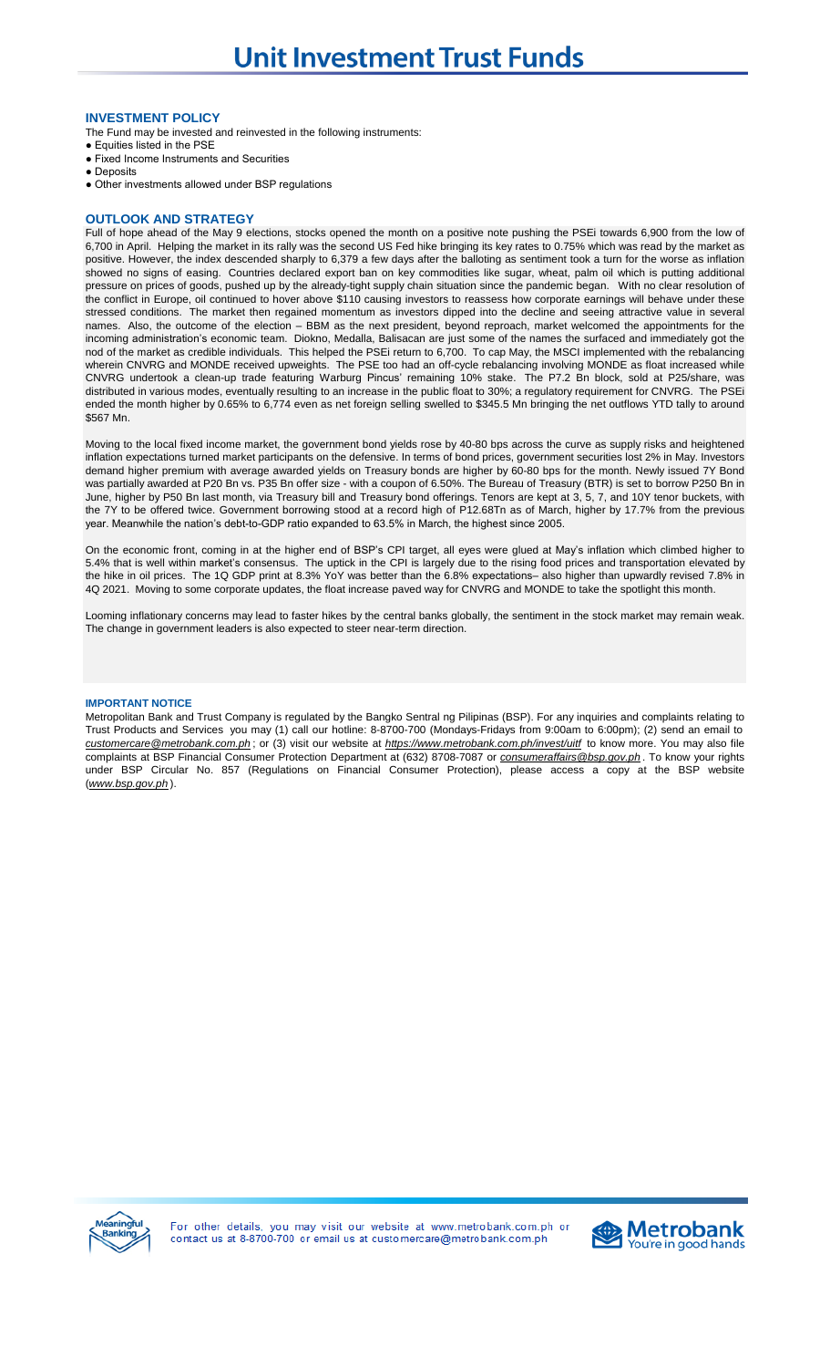# Unit Investment Trust Funds

## INVESTMENT POLICY

The Fund may be invested and reinvested in the following instruments:

- Equities listed in the PSE
- Fixed Income Instruments and Securities
- Deposits
- Other investments allowed under BSP regulations

## OUTLOOK AND STRATEGY

Full of hope ahead of the May 9 elections, stocks opened the month on a positive note pushing the PSEi towards 6,900 from the low of 6,700 in April. Helping the market in its rally was the second US Fed hike bringing its key rates to 0.75% which was read by the market as positive. However, the index descended sharply to 6,379 a few days after the balloting as sentiment took a turn for the worse as inflation showed no signs of easing. Countries declared export ban on key commodities like sugar, wheat, palm oil which is putting additional pressure on prices of goods, pushed up by the already-tight supply chain situation since the pandemic began. With no clear resolution of the conflict in Europe, oil continued to hover above $110 causing investors to reassess how corporate earnings will behave under these stressed conditions. The market then regained momentum as investors dipped into the decline and seeing attractive value in several names. Also, the outcome of the election – BBM as the next president, beyond reproach, market welcomed the appointments for the incoming administration's economic team. Diokno, Medalla, Balisacan are just some of the names the surfaced and immediately got the nod of the market as credible individuals. This helped the PSEi return to 6,700. To cap May, the MSCI implemented with the rebalancing wherein CNVRG and MONDE received upweights. The PSE too had an off-cycle rebalancing involving MONDE as float increased while CNVRG undertook a clean-up trade featuring Warburg Pincus' remaining 10% stake. The P7.2 Bn block, sold at P25/share, was distributed in various modes, eventually resulting to an increase in the public float to 30%; a regulatory requirement for CNVRG. The PSEi ended the month higher by 0.65% to 6,774 even as net foreign selling swelled to $345.5 Mn bringing the net outflows YTD tally to around $567 Mn.

Moving to the local fixed income market, the government bond yields rose by 40-80 bps across the curve as supply risks and heightened inflation expectations turned market participants on the defensive. In terms of bond prices, government securities lost 2% in May. Investors demand higher premium with average awarded yields on Treasury bonds are higher by 60-80 bps for the month. Newly issued 7Y Bond was partially awarded at P20 Bn vs. P35 Bn offer size - with a coupon of 6.50%. The Bureau of Treasury (BTR) is set to borrow P250 Bn in June, higher by P50 Bn last month, via Treasury bill and Treasury bond offerings. Tenors are kept at 3, 5, 7, and 10Y tenor buckets, with the 7Y to be offered twice. Government borrowing stood at a record high of P12.68Tn as of March, higher by 17.7% from the previous year. Meanwhile the nation's debt-to-GDP ratio expanded to 63.5% in March, the highest since 2005.

On the economic front, coming in at the higher end of BSP's CPI target, all eyes were glued at May's inflation which climbed higher to 5.4% that is well within market's consensus. The uptick in the CPI is largely due to the rising food prices and transportation elevated by the hike in oil prices. The 1Q GDP print at 8.3% YoY was better than the 6.8% expectations– also higher than upwardly revised 7.8% in 4Q 2021. Moving to some corporate updates, the float increase paved way for CNVRG and MONDE to take the spotlight this month.

Looming inflationary concerns may lead to faster hikes by the central banks globally, the sentiment in the stock market may remain weak. The change in government leaders is also expected to steer near-term direction.

### IMPORTANT NOTICE

Metropolitan Bank and Trust Company is regulated by the Bangko Sentral ng Pilipinas (BSP). For any inquiries and complaints relating to Trust Products and Services you may (1) call our hotline: 8-8700-700 (Mondays-Fridays from 9:00am to 6:00pm); (2) send an email to *customercare@metrobank.com.ph*; or (3) visit our website at *https://www.metrobank.com.ph/invest/uitf* to know more. You may also file complaints at BSP Financial Consumer Protection Department at (632) 8708-7087 or *consumeraffairs@bsp.gov.ph*. To know your rights under BSP Circular No. 857 (Regulations on Financial Consumer Protection), please access a copy at the BSP website (*www.bsp.gov.ph*).

For other details, you may visit our website at www.metrobank.com.ph or contact us at 8-8700-700 or email us at customercare@metrobank.com.ph